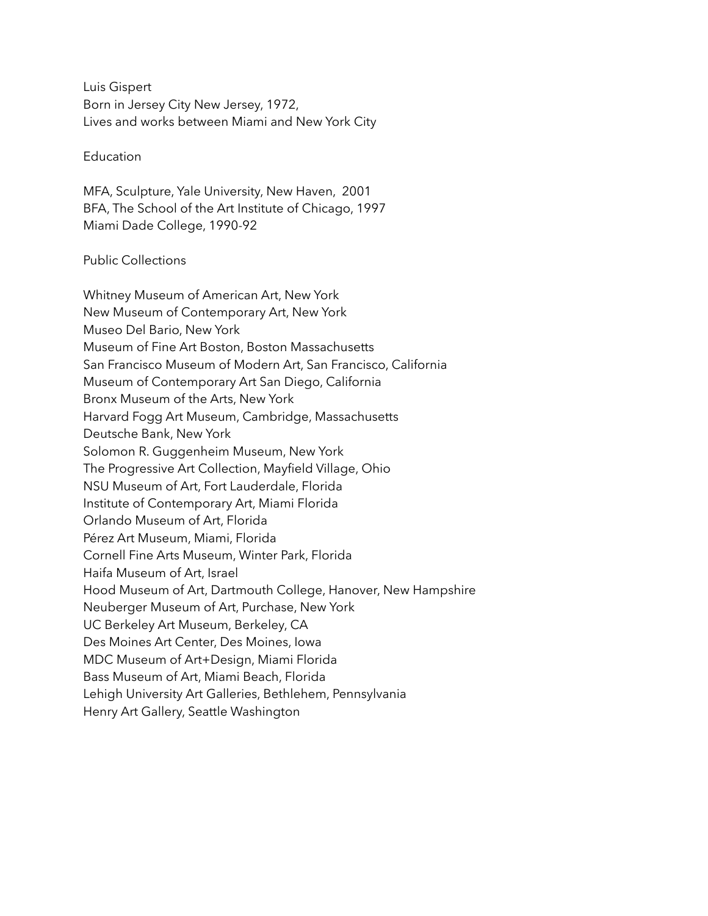Luis Gispert
Born in Jersey City New Jersey, 1972,
Lives and works between Miami and New York City

## Education

MFA, Sculpture, Yale University, New Haven, 2001
BFA, The School of the Art Institute of Chicago, 1997
Miami Dade College, 1990-92

## Public Collections

Whitney Museum of American Art, New York
New Museum of Contemporary Art, New York
Museo Del Bario, New York
Museum of Fine Art Boston, Boston Massachusetts
San Francisco Museum of Modern Art, San Francisco, California
Museum of Contemporary Art San Diego, California
Bronx Museum of the Arts, New York
Harvard Fogg Art Museum, Cambridge, Massachusetts
Deutsche Bank, New York
Solomon R. Guggenheim Museum, New York
The Progressive Art Collection, Mayfield Village, Ohio
NSU Museum of Art, Fort Lauderdale, Florida
Institute of Contemporary Art, Miami Florida
Orlando Museum of Art, Florida
Pérez Art Museum, Miami, Florida
Cornell Fine Arts Museum, Winter Park, Florida
Haifa Museum of Art, Israel
Hood Museum of Art, Dartmouth College, Hanover, New Hampshire
Neuberger Museum of Art, Purchase, New York
UC Berkeley Art Museum, Berkeley, CA
Des Moines Art Center, Des Moines, Iowa
MDC Museum of Art+Design, Miami Florida
Bass Museum of Art, Miami Beach, Florida
Lehigh University Art Galleries, Bethlehem, Pennsylvania
Henry Art Gallery, Seattle Washington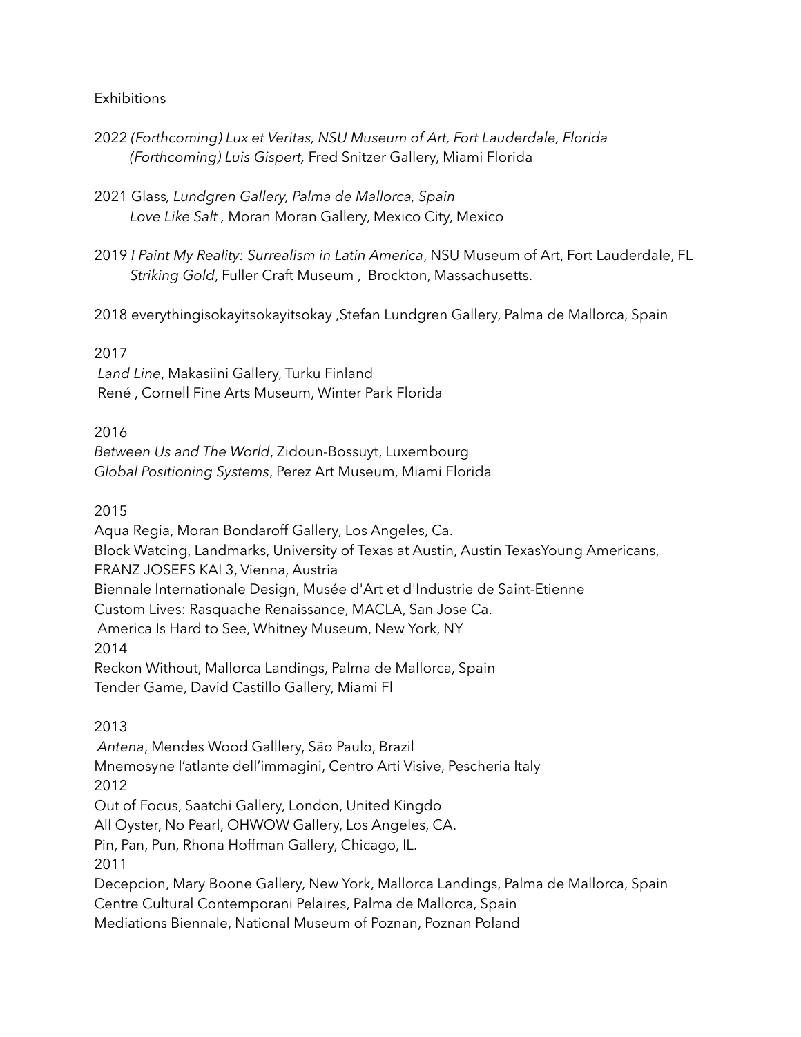Exhibitions

2022 *(Forthcoming) Lux et Veritas, NSU Museum of Art, Fort Lauderdale, Florida*
*(Forthcoming) Luis Gispert,* Fred Snitzer Gallery, Miami Florida

2021 Glass*, Lundgren Gallery, Palma de Mallorca, Spain*
*Love Like Salt ,* Moran Moran Gallery, Mexico City, Mexico

2019 *I Paint My Reality: Surrealism in Latin America*, NSU Museum of Art, Fort Lauderdale, FL
*Striking Gold*, Fuller Craft Museum , Brockton, Massachusetts.

2018 everythingisokayitsokayitsokay ,Stefan Lundgren Gallery, Palma de Mallorca, Spain

2017
*Land Line*, Makasiini Gallery, Turku Finland
René , Cornell Fine Arts Museum, Winter Park Florida

2016
*Between Us and The World*, Zidoun-Bossuyt, Luxembourg
*Global Positioning Systems*, Perez Art Museum, Miami Florida

2015
Aqua Regia, Moran Bondaroff Gallery, Los Angeles, Ca.
Block Watcing, Landmarks, University of Texas at Austin, Austin TexasYoung Americans, FRANZ JOSEFS KAI 3, Vienna, Austria
Biennale Internationale Design, Musée d'Art et d'Industrie de Saint-Etienne
Custom Lives: Rasquache Renaissance, MACLA, San Jose Ca.
America Is Hard to See, Whitney Museum, New York, NY
2014
Reckon Without, Mallorca Landings, Palma de Mallorca, Spain
Tender Game, David Castillo Gallery, Miami Fl

2013
*Antena*, Mendes Wood Galllery, São Paulo, Brazil
Mnemosyne l'atlante dell'immagini, Centro Arti Visive, Pescheria Italy
2012
Out of Focus, Saatchi Gallery, London, United Kingdo
All Oyster, No Pearl, OHWOW Gallery, Los Angeles, CA.
Pin, Pan, Pun, Rhona Hoffman Gallery, Chicago, IL.
2011
Decepcion, Mary Boone Gallery, New York, Mallorca Landings, Palma de Mallorca, Spain
Centre Cultural Contemporani Pelaires, Palma de Mallorca, Spain
Mediations Biennale, National Museum of Poznan, Poznan Poland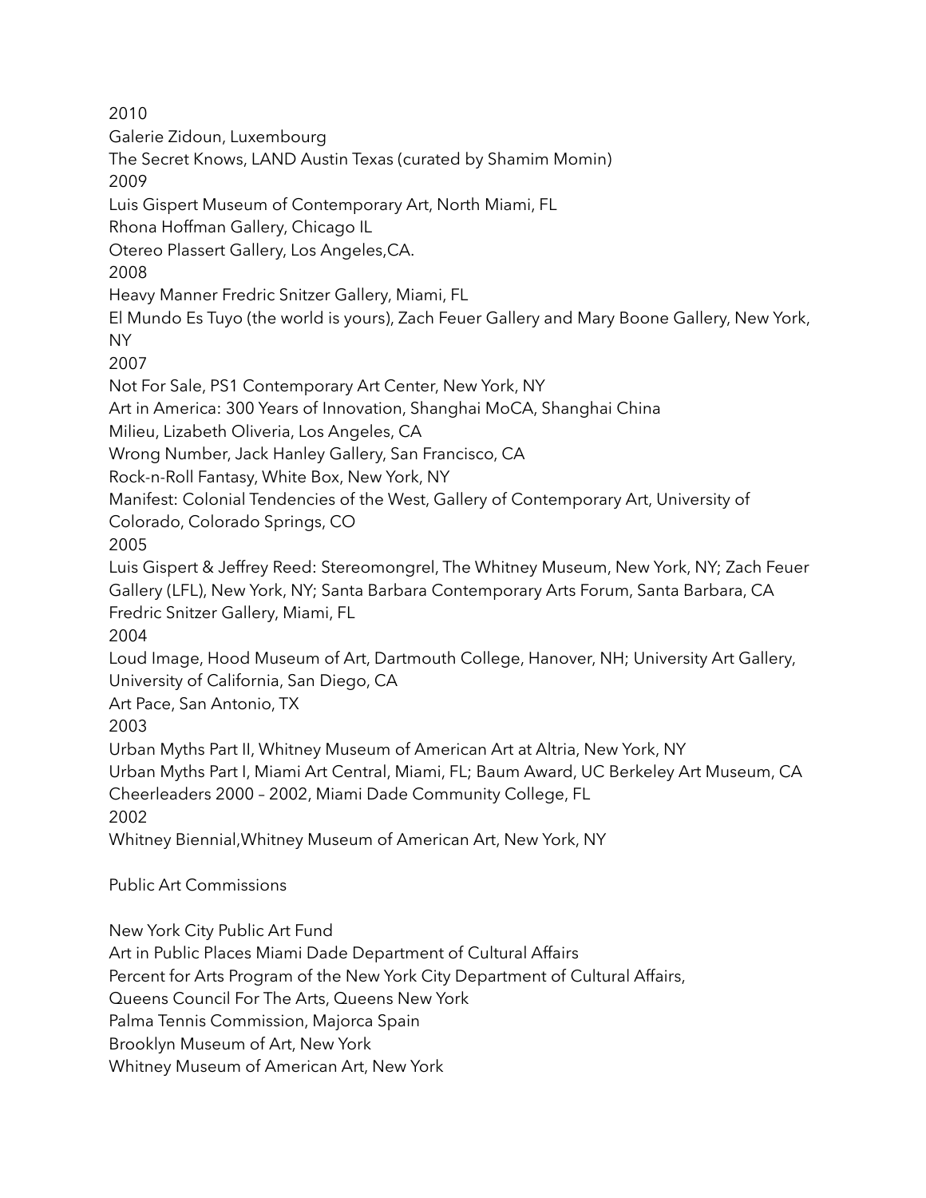2010

Galerie Zidoun, Luxembourg

The Secret Knows, LAND Austin Texas (curated by Shamim Momin)

2009

Luis Gispert Museum of Contemporary Art, North Miami, FL

Rhona Hoffman Gallery, Chicago IL

Otereo Plassert Gallery, Los Angeles,CA.

2008

Heavy Manner Fredric Snitzer Gallery, Miami, FL

El Mundo Es Tuyo (the world is yours), Zach Feuer Gallery and Mary Boone Gallery, New York, NY

2007

Not For Sale, PS1 Contemporary Art Center, New York, NY

Art in America: 300 Years of Innovation, Shanghai MoCA, Shanghai China

Milieu, Lizabeth Oliveria, Los Angeles, CA

Wrong Number, Jack Hanley Gallery, San Francisco, CA

Rock-n-Roll Fantasy, White Box, New York, NY

Manifest: Colonial Tendencies of the West, Gallery of Contemporary Art, University of Colorado, Colorado Springs, CO

2005

Luis Gispert & Jeffrey Reed: Stereomongrel, The Whitney Museum, New York, NY; Zach Feuer Gallery (LFL), New York, NY; Santa Barbara Contemporary Arts Forum, Santa Barbara, CA

Fredric Snitzer Gallery, Miami, FL

2004

Loud Image, Hood Museum of Art, Dartmouth College, Hanover, NH; University Art Gallery, University of California, San Diego, CA

Art Pace, San Antonio, TX

2003

Urban Myths Part II, Whitney Museum of American Art at Altria, New York, NY

Urban Myths Part I, Miami Art Central, Miami, FL; Baum Award, UC Berkeley Art Museum, CA

Cheerleaders 2000 – 2002, Miami Dade Community College, FL

2002

Whitney Biennial,Whitney Museum of American Art, New York, NY

Public Art Commissions

New York City Public Art Fund

Art in Public Places Miami Dade Department of Cultural Affairs

Percent for Arts Program of the New York City Department of Cultural Affairs,

Queens Council For The Arts, Queens New York

Palma Tennis Commission, Majorca Spain

Brooklyn Museum of Art, New York

Whitney Museum of American Art, New York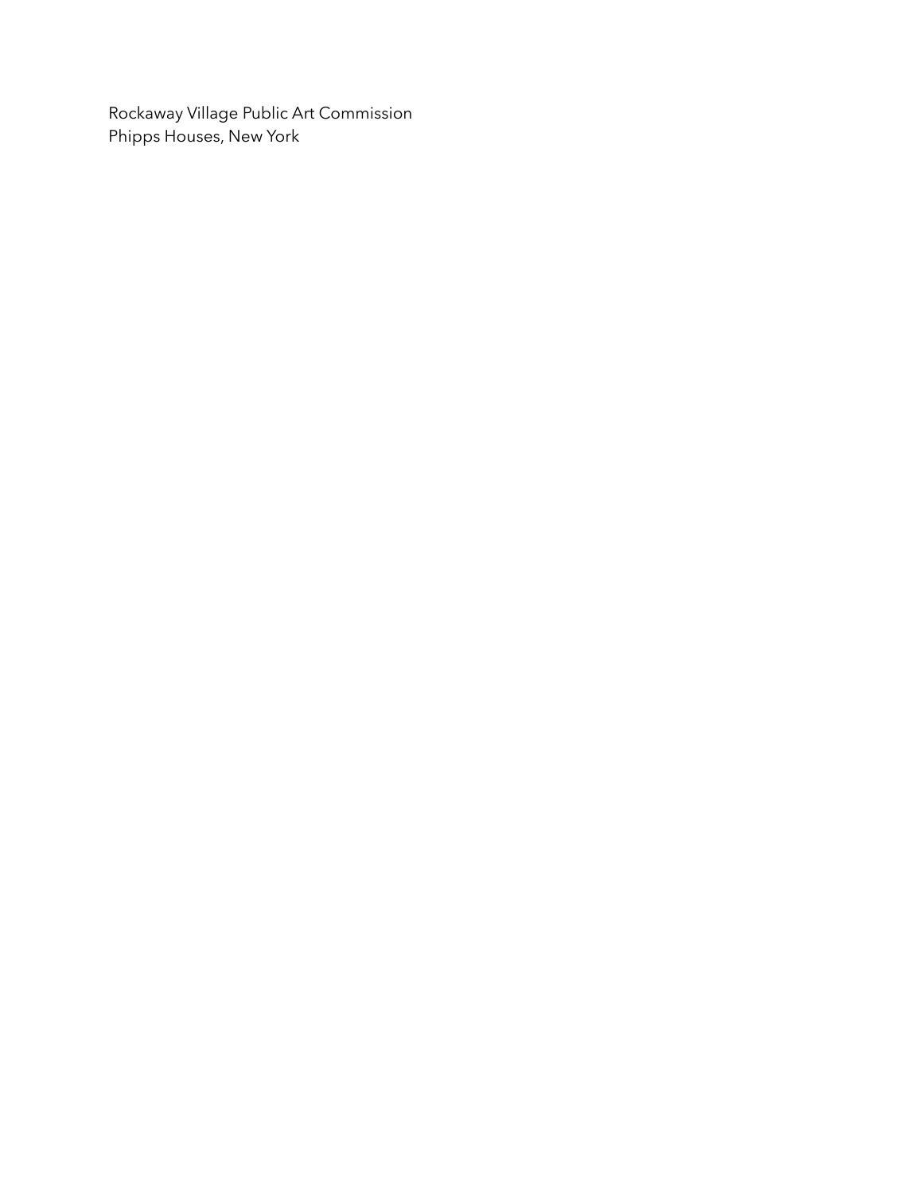Rockaway Village Public Art Commission
Phipps Houses, New York